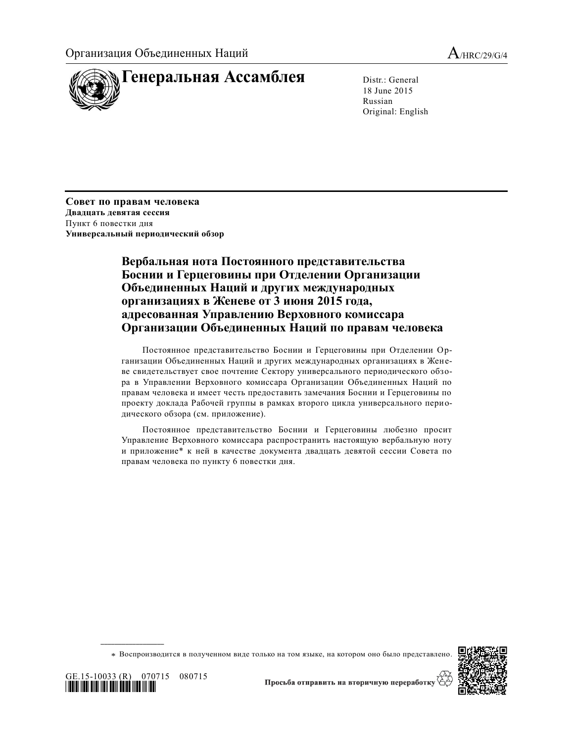Организация Объединенных Наций

A/HRC/29/G/4

# Генеральная Ассамблея

Distr.: General
18 June 2015
Russian
Original: English

**Совет по правам человека**
**Двадцать девятая сессия**
Пункт 6 повестки дня
**Универсальный периодический обзор**

## Вербальная нота Постоянного представительства Боснии и Герцеговины при Отделении Организации Объединенных Наций и других международных организациях в Женеве от 3 июня 2015 года, адресованная Управлению Верховного комиссара Организации Объединенных Наций по правам человека

Постоянное представительство Боснии и Герцеговины при Отделении Организации Объединенных Наций и других международных организациях в Женеве свидетельствует свое почтение Сектору универсального периодического обзора в Управлении Верховного комиссара Организации Объединенных Наций по правам человека и имеет честь предоставить замечания Боснии и Герцеговины по проекту доклада Рабочей группы в рамках второго цикла универсального периодического обзора (см. приложение).

Постоянное представительство Боснии и Герцеговины любезно просит Управление Верховного комиссара распространить настоящую вербальную ноту и приложение* к ней в качестве документа двадцать девятой сессии Совета по правам человека по пункту 6 повестки дня.

---

\* Воспроизводится в полученном виде только на том языке, на котором оно было представлено.

GE.15-10033 (R) 070715 080715

Просьба отправить на вторичную переработку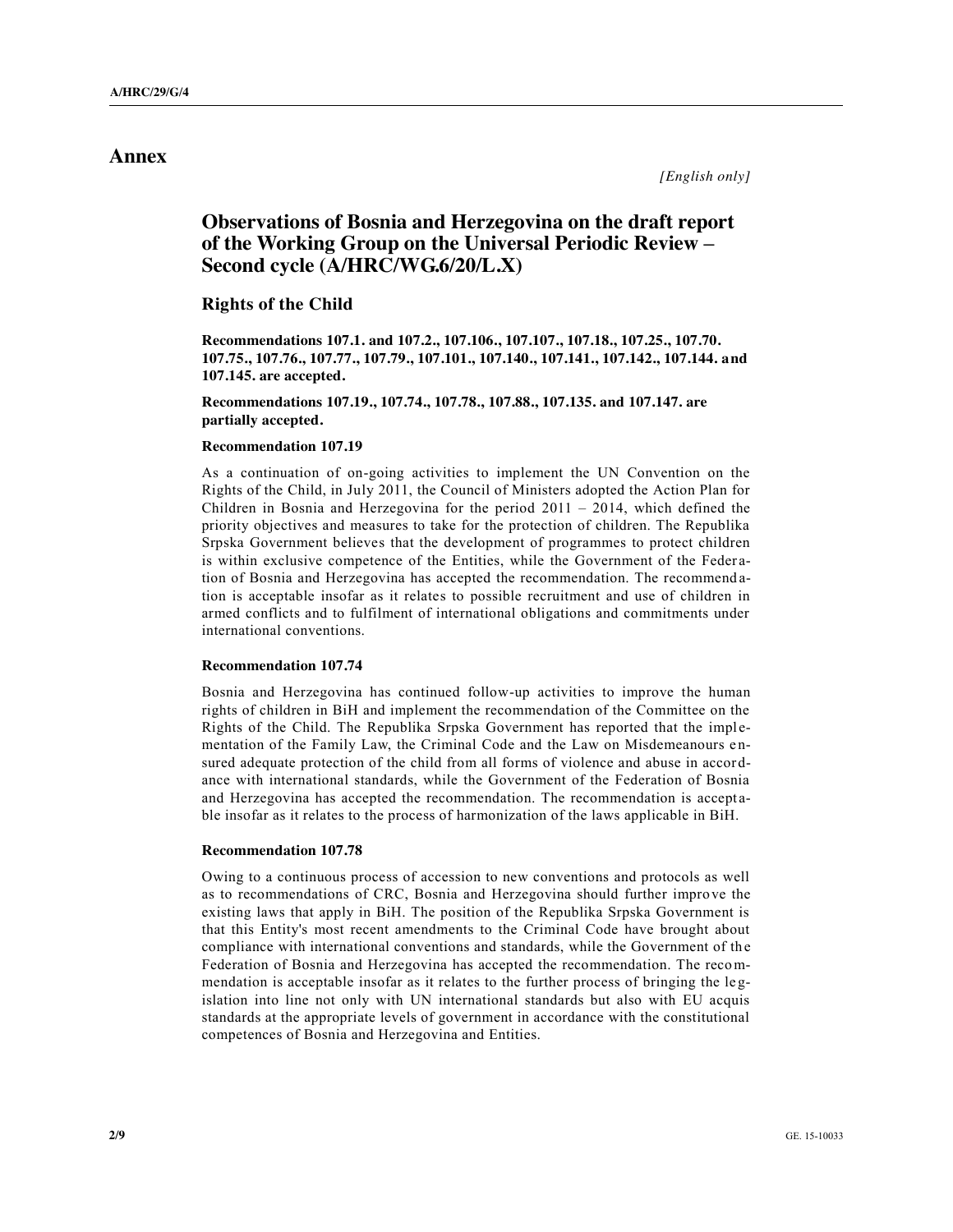# Annex

*[English only]*

## Observations of Bosnia and Herzegovina on the draft report of the Working Group on the Universal Periodic Review – Second cycle (A/HRC/WG.6/20/L.X)

### Rights of the Child

**Recommendations 107.1. and 107.2., 107.106., 107.107., 107.18., 107.25., 107.70. 107.75., 107.76., 107.77., 107.79., 107.101., 107.140., 107.141., 107.142., 107.144. and 107.145. are accepted.**

**Recommendations 107.19., 107.74., 107.78., 107.88., 107.135. and 107.147. are partially accepted.**

#### Recommendation 107.19

As a continuation of on-going activities to implement the UN Convention on the Rights of the Child, in July 2011, the Council of Ministers adopted the Action Plan for Children in Bosnia and Herzegovina for the period 2011 – 2014, which defined the priority objectives and measures to take for the protection of children. The Republika Srpska Government believes that the development of programmes to protect children is within exclusive competence of the Entities, while the Government of the Federation of Bosnia and Herzegovina has accepted the recommendation. The recommendation is acceptable insofar as it relates to possible recruitment and use of children in armed conflicts and to fulfilment of international obligations and commitments under international conventions.

#### Recommendation 107.74

Bosnia and Herzegovina has continued follow-up activities to improve the human rights of children in BiH and implement the recommendation of the Committee on the Rights of the Child. The Republika Srpska Government has reported that the implementation of the Family Law, the Criminal Code and the Law on Misdemeanours ensured adequate protection of the child from all forms of violence and abuse in accordance with international standards, while the Government of the Federation of Bosnia and Herzegovina has accepted the recommendation. The recommendation is acceptable insofar as it relates to the process of harmonization of the laws applicable in BiH.

#### Recommendation 107.78

Owing to a continuous process of accession to new conventions and protocols as well as to recommendations of CRC, Bosnia and Herzegovina should further improve the existing laws that apply in BiH. The position of the Republika Srpska Government is that this Entity's most recent amendments to the Criminal Code have brought about compliance with international conventions and standards, while the Government of the Federation of Bosnia and Herzegovina has accepted the recommendation. The recommendation is acceptable insofar as it relates to the further process of bringing the legislation into line not only with UN international standards but also with EU acquis standards at the appropriate levels of government in accordance with the constitutional competences of Bosnia and Herzegovina and Entities.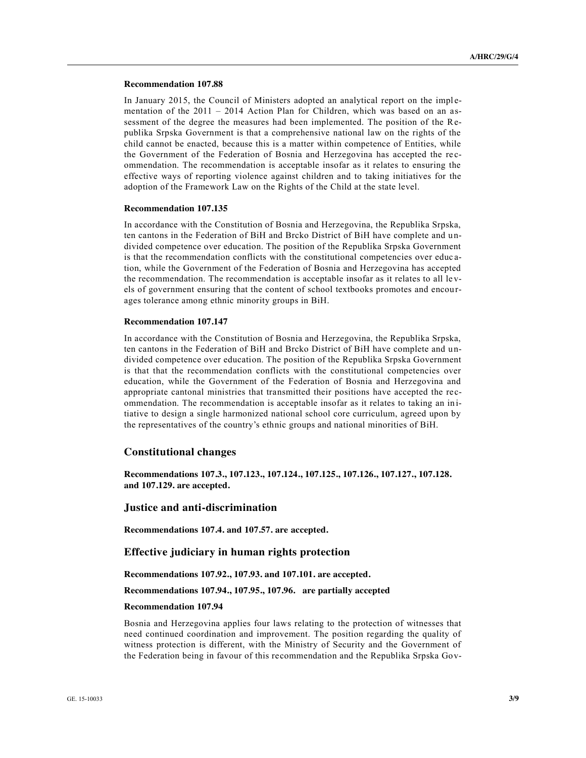**Recommendation 107.88**

In January 2015, the Council of Ministers adopted an analytical report on the implementation of the 2011 – 2014 Action Plan for Children, which was based on an assessment of the degree the measures had been implemented. The position of the Republika Srpska Government is that a comprehensive national law on the rights of the child cannot be enacted, because this is a matter within competence of Entities, while the Government of the Federation of Bosnia and Herzegovina has accepted the recommendation. The recommendation is acceptable insofar as it relates to ensuring the effective ways of reporting violence against children and to taking initiatives for the adoption of the Framework Law on the Rights of the Child at the state level.

**Recommendation 107.135**

In accordance with the Constitution of Bosnia and Herzegovina, the Republika Srpska, ten cantons in the Federation of BiH and Brcko District of BiH have complete and undivided competence over education. The position of the Republika Srpska Government is that the recommendation conflicts with the constitutional competencies over education, while the Government of the Federation of Bosnia and Herzegovina has accepted the recommendation. The recommendation is acceptable insofar as it relates to all levels of government ensuring that the content of school textbooks promotes and encourages tolerance among ethnic minority groups in BiH.

**Recommendation 107.147**

In accordance with the Constitution of Bosnia and Herzegovina, the Republika Srpska, ten cantons in the Federation of BiH and Brcko District of BiH have complete and undivided competence over education. The position of the Republika Srpska Government is that that the recommendation conflicts with the constitutional competencies over education, while the Government of the Federation of Bosnia and Herzegovina and appropriate cantonal ministries that transmitted their positions have accepted the recommendation. The recommendation is acceptable insofar as it relates to taking an initiative to design a single harmonized national school core curriculum, agreed upon by the representatives of the country's ethnic groups and national minorities of BiH.

## Constitutional changes

**Recommendations 107.3., 107.123., 107.124., 107.125., 107.126., 107.127., 107.128. and 107.129. are accepted.**

## Justice and anti-discrimination

**Recommendations 107.4. and 107.57. are accepted.**

## Effective judiciary in human rights protection

**Recommendations 107.92., 107.93. and 107.101. are accepted.**

**Recommendations 107.94., 107.95., 107.96. are partially accepted**

**Recommendation 107.94**

Bosnia and Herzegovina applies four laws relating to the protection of witnesses that need continued coordination and improvement. The position regarding the quality of witness protection is different, with the Ministry of Security and the Government of the Federation being in favour of this recommendation and the Republika Srpska Gov-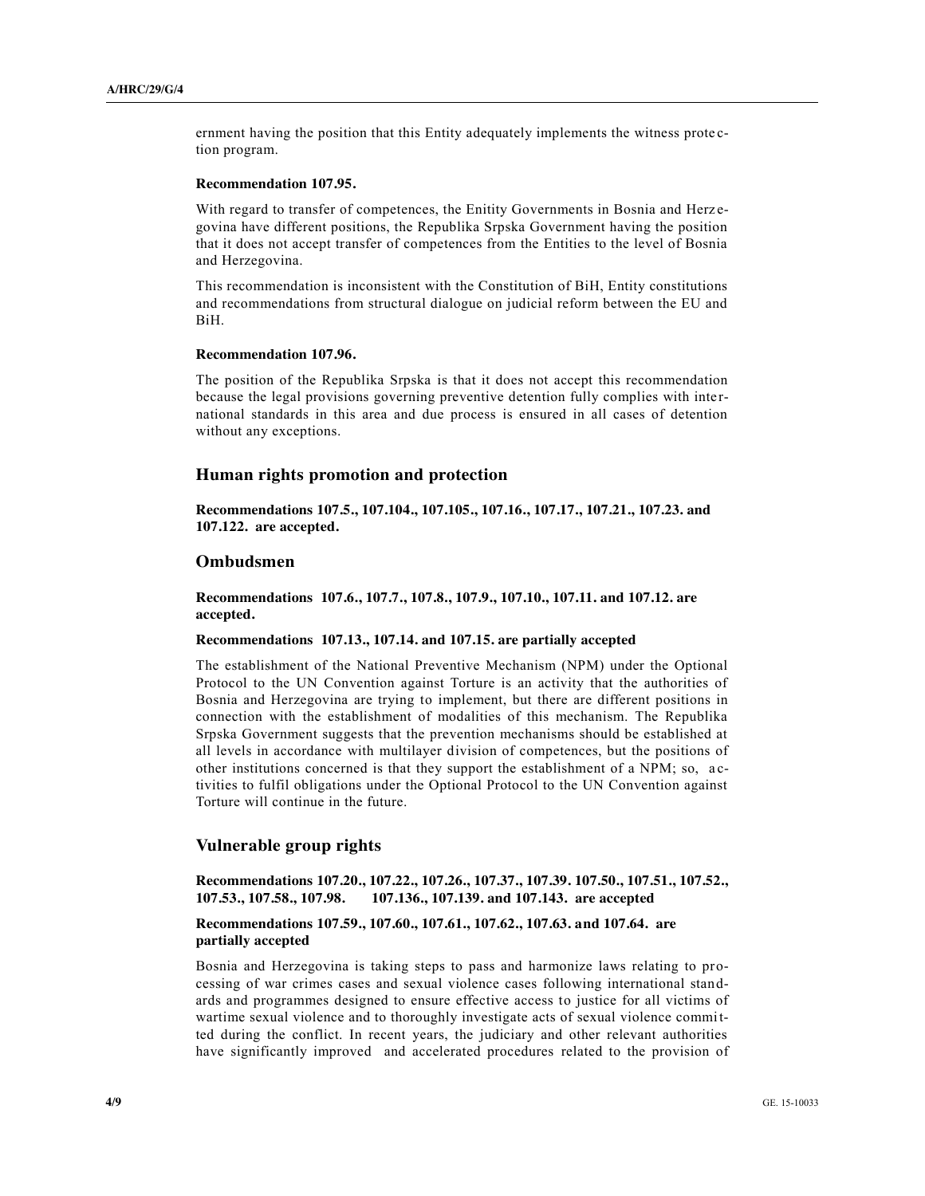ernment having the position that this Entity adequately implements the witness protection program.

**Recommendation 107.95.**

With regard to transfer of competences, the Enitity Governments in Bosnia and Herzegovina have different positions, the Republika Srpska Government having the position that it does not accept transfer of competences from the Entities to the level of Bosnia and Herzegovina.

This recommendation is inconsistent with the Constitution of BiH, Entity constitutions and recommendations from structural dialogue on judicial reform between the EU and BiH.

**Recommendation 107.96.**

The position of the Republika Srpska is that it does not accept this recommendation because the legal provisions governing preventive detention fully complies with international standards in this area and due process is ensured in all cases of detention without any exceptions.

## Human rights promotion and protection

**Recommendations 107.5., 107.104., 107.105., 107.16., 107.17., 107.21., 107.23. and 107.122. are accepted.**

## Ombudsmen

**Recommendations 107.6., 107.7., 107.8., 107.9., 107.10., 107.11. and 107.12. are accepted.**

**Recommendations 107.13., 107.14. and 107.15. are partially accepted**

The establishment of the National Preventive Mechanism (NPM) under the Optional Protocol to the UN Convention against Torture is an activity that the authorities of Bosnia and Herzegovina are trying to implement, but there are different positions in connection with the establishment of modalities of this mechanism. The Republika Srpska Government suggests that the prevention mechanisms should be established at all levels in accordance with multilayer division of competences, but the positions of other institutions concerned is that they support the establishment of a NPM; so, activities to fulfil obligations under the Optional Protocol to the UN Convention against Torture will continue in the future.

## Vulnerable group rights

**Recommendations 107.20., 107.22., 107.26., 107.37., 107.39. 107.50., 107.51., 107.52., 107.53., 107.58., 107.98. 107.136., 107.139. and 107.143. are accepted**

**Recommendations 107.59., 107.60., 107.61., 107.62., 107.63. and 107.64. are partially accepted**

Bosnia and Herzegovina is taking steps to pass and harmonize laws relating to processing of war crimes cases and sexual violence cases following international standards and programmes designed to ensure effective access to justice for all victims of wartime sexual violence and to thoroughly investigate acts of sexual violence committed during the conflict. In recent years, the judiciary and other relevant authorities have significantly improved and accelerated procedures related to the provision of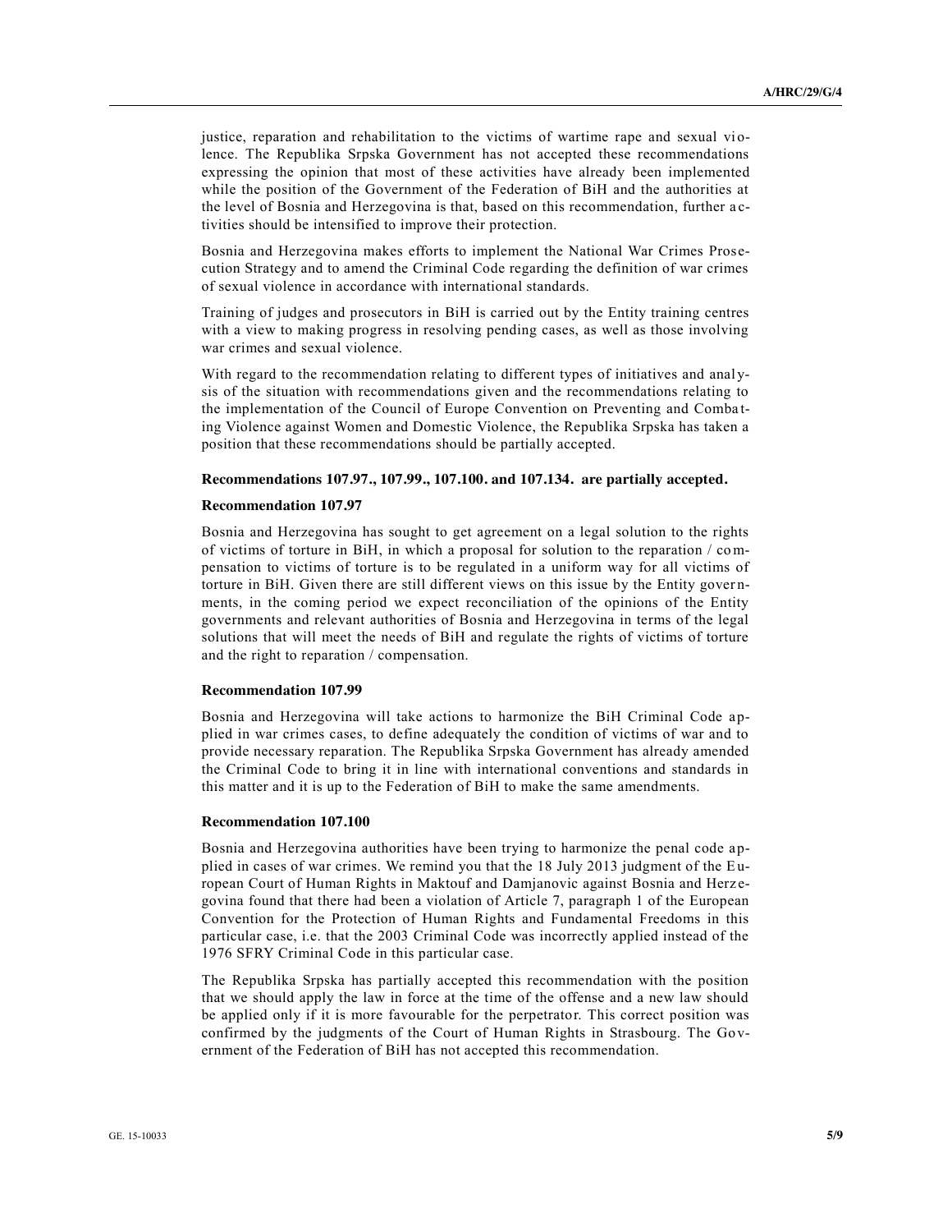justice, reparation and rehabilitation to the victims of wartime rape and sexual violence. The Republika Srpska Government has not accepted these recommendations expressing the opinion that most of these activities have already been implemented while the position of the Government of the Federation of BiH and the authorities at the level of Bosnia and Herzegovina is that, based on this recommendation, further activities should be intensified to improve their protection.

Bosnia and Herzegovina makes efforts to implement the National War Crimes Prosecution Strategy and to amend the Criminal Code regarding the definition of war crimes of sexual violence in accordance with international standards.

Training of judges and prosecutors in BiH is carried out by the Entity training centres with a view to making progress in resolving pending cases, as well as those involving war crimes and sexual violence.

With regard to the recommendation relating to different types of initiatives and analysis of the situation with recommendations given and the recommendations relating to the implementation of the Council of Europe Convention on Preventing and Combating Violence against Women and Domestic Violence, the Republika Srpska has taken a position that these recommendations should be partially accepted.

**Recommendations 107.97., 107.99., 107.100. and 107.134. are partially accepted.**

**Recommendation 107.97**

Bosnia and Herzegovina has sought to get agreement on a legal solution to the rights of victims of torture in BiH, in which a proposal for solution to the reparation / compensation to victims of torture is to be regulated in a uniform way for all victims of torture in BiH. Given there are still different views on this issue by the Entity governments, in the coming period we expect reconciliation of the opinions of the Entity governments and relevant authorities of Bosnia and Herzegovina in terms of the legal solutions that will meet the needs of BiH and regulate the rights of victims of torture and the right to reparation / compensation.

**Recommendation 107.99**

Bosnia and Herzegovina will take actions to harmonize the BiH Criminal Code applied in war crimes cases, to define adequately the condition of victims of war and to provide necessary reparation. The Republika Srpska Government has already amended the Criminal Code to bring it in line with international conventions and standards in this matter and it is up to the Federation of BiH to make the same amendments.

**Recommendation 107.100**

Bosnia and Herzegovina authorities have been trying to harmonize the penal code applied in cases of war crimes. We remind you that the 18 July 2013 judgment of the European Court of Human Rights in Maktouf and Damjanovic against Bosnia and Herzegovina found that there had been a violation of Article 7, paragraph 1 of the European Convention for the Protection of Human Rights and Fundamental Freedoms in this particular case, i.e. that the 2003 Criminal Code was incorrectly applied instead of the 1976 SFRY Criminal Code in this particular case.

The Republika Srpska has partially accepted this recommendation with the position that we should apply the law in force at the time of the offense and a new law should be applied only if it is more favourable for the perpetrator. This correct position was confirmed by the judgments of the Court of Human Rights in Strasbourg. The Government of the Federation of BiH has not accepted this recommendation.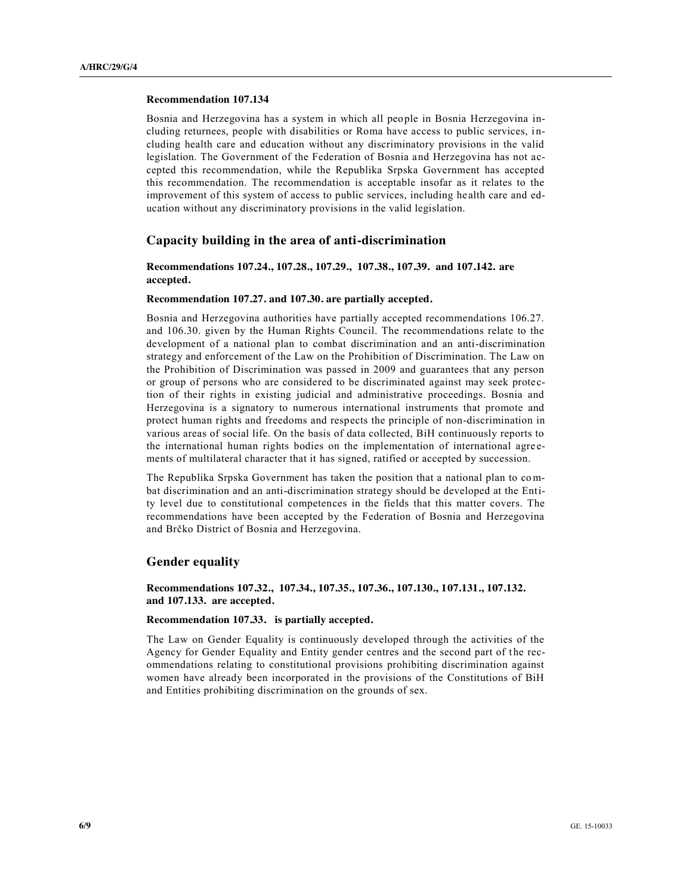**Recommendation 107.134**

Bosnia and Herzegovina has a system in which all people in Bosnia Herzegovina including returnees, people with disabilities or Roma have access to public services, including health care and education without any discriminatory provisions in the valid legislation. The Government of the Federation of Bosnia and Herzegovina has not accepted this recommendation, while the Republika Srpska Government has accepted this recommendation. The recommendation is acceptable insofar as it relates to the improvement of this system of access to public services, including health care and education without any discriminatory provisions in the valid legislation.

## Capacity building in the area of anti-discrimination

**Recommendations 107.24., 107.28., 107.29., 107.38., 107.39. and 107.142. are accepted.**

**Recommendation 107.27. and 107.30. are partially accepted.**

Bosnia and Herzegovina authorities have partially accepted recommendations 106.27. and 106.30. given by the Human Rights Council. The recommendations relate to the development of a national plan to combat discrimination and an anti-discrimination strategy and enforcement of the Law on the Prohibition of Discrimination. The Law on the Prohibition of Discrimination was passed in 2009 and guarantees that any person or group of persons who are considered to be discriminated against may seek protection of their rights in existing judicial and administrative proceedings. Bosnia and Herzegovina is a signatory to numerous international instruments that promote and protect human rights and freedoms and respects the principle of non-discrimination in various areas of social life. On the basis of data collected, BiH continuously reports to the international human rights bodies on the implementation of international agreements of multilateral character that it has signed, ratified or accepted by succession.

The Republika Srpska Government has taken the position that a national plan to combat discrimination and an anti-discrimination strategy should be developed at the Entity level due to constitutional competences in the fields that this matter covers. The recommendations have been accepted by the Federation of Bosnia and Herzegovina and Brčko District of Bosnia and Herzegovina.

## Gender equality

**Recommendations 107.32., 107.34., 107.35., 107.36., 107.130., 107.131., 107.132. and 107.133. are accepted.**

**Recommendation 107.33. is partially accepted.**

The Law on Gender Equality is continuously developed through the activities of the Agency for Gender Equality and Entity gender centres and the second part of the recommendations relating to constitutional provisions prohibiting discrimination against women have already been incorporated in the provisions of the Constitutions of BiH and Entities prohibiting discrimination on the grounds of sex.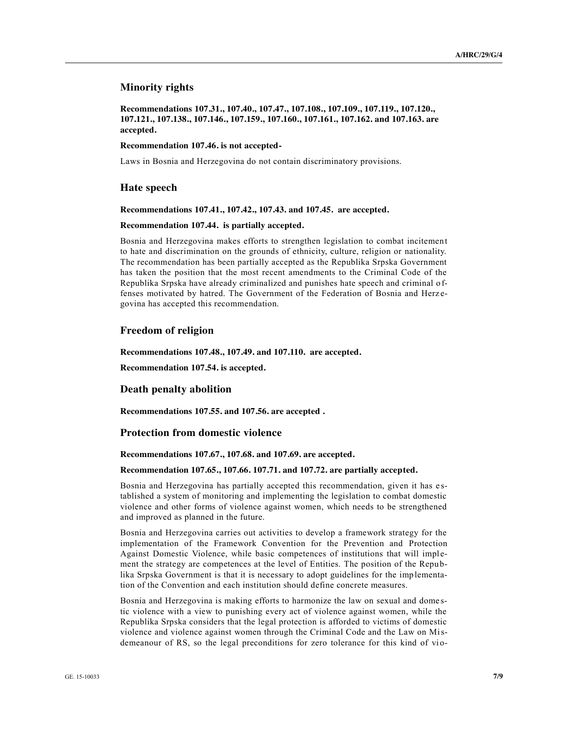## Minority rights

**Recommendations 107.31., 107.40., 107.47., 107.108., 107.109., 107.119., 107.120., 107.121., 107.138., 107.146., 107.159., 107.160., 107.161., 107.162. and 107.163. are accepted.**

**Recommendation 107.46. is not accepted-**

Laws in Bosnia and Herzegovina do not contain discriminatory provisions.

## Hate speech

**Recommendations 107.41., 107.42., 107.43. and 107.45. are accepted.**

**Recommendation 107.44. is partially accepted.**

Bosnia and Herzegovina makes efforts to strengthen legislation to combat incitement to hate and discrimination on the grounds of ethnicity, culture, religion or nationality. The recommendation has been partially accepted as the Republika Srpska Government has taken the position that the most recent amendments to the Criminal Code of the Republika Srpska have already criminalized and punishes hate speech and criminal offenses motivated by hatred. The Government of the Federation of Bosnia and Herzegovina has accepted this recommendation.

## Freedom of religion

**Recommendations 107.48., 107.49. and 107.110. are accepted.**

**Recommendation 107.54. is accepted.**

## Death penalty abolition

**Recommendations 107.55. and 107.56. are accepted .**

## Protection from domestic violence

**Recommendations 107.67., 107.68. and 107.69. are accepted.**

**Recommendation 107.65., 107.66. 107.71. and 107.72. are partially accepted.**

Bosnia and Herzegovina has partially accepted this recommendation, given it has established a system of monitoring and implementing the legislation to combat domestic violence and other forms of violence against women, which needs to be strengthened and improved as planned in the future.

Bosnia and Herzegovina carries out activities to develop a framework strategy for the implementation of the Framework Convention for the Prevention and Protection Against Domestic Violence, while basic competences of institutions that will implement the strategy are competences at the level of Entities. The position of the Republika Srpska Government is that it is necessary to adopt guidelines for the implementation of the Convention and each institution should define concrete measures.

Bosnia and Herzegovina is making efforts to harmonize the law on sexual and domestic violence with a view to punishing every act of violence against women, while the Republika Srpska considers that the legal protection is afforded to victims of domestic violence and violence against women through the Criminal Code and the Law on Misdemeanour of RS, so the legal preconditions for zero tolerance for this kind of vio-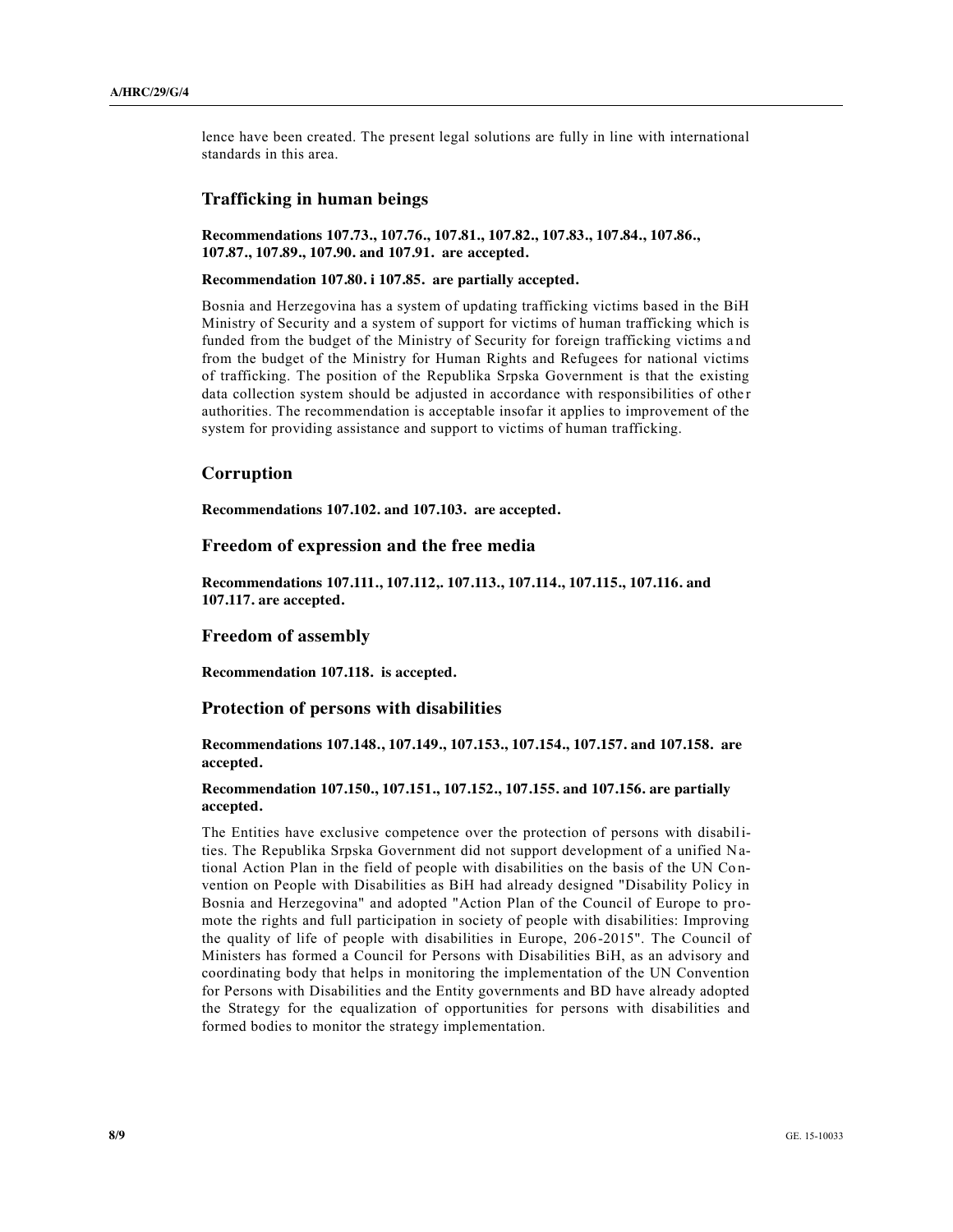lence have been created. The present legal solutions are fully in line with international standards in this area.

## Trafficking in human beings

**Recommendations 107.73., 107.76., 107.81., 107.82., 107.83., 107.84., 107.86., 107.87., 107.89., 107.90. and 107.91. are accepted.**

**Recommendation 107.80. i 107.85. are partially accepted.**

Bosnia and Herzegovina has a system of updating trafficking victims based in the BiH Ministry of Security and a system of support for victims of human trafficking which is funded from the budget of the Ministry of Security for foreign trafficking victims and from the budget of the Ministry for Human Rights and Refugees for national victims of trafficking. The position of the Republika Srpska Government is that the existing data collection system should be adjusted in accordance with responsibilities of other authorities. The recommendation is acceptable insofar it applies to improvement of the system for providing assistance and support to victims of human trafficking.

## Corruption

**Recommendations 107.102. and 107.103. are accepted.**

## Freedom of expression and the free media

**Recommendations 107.111., 107.112,. 107.113., 107.114., 107.115., 107.116. and 107.117. are accepted.**

## Freedom of assembly

**Recommendation 107.118. is accepted.**

## Protection of persons with disabilities

**Recommendations 107.148., 107.149., 107.153., 107.154., 107.157. and 107.158. are accepted.**

**Recommendation 107.150., 107.151., 107.152., 107.155. and 107.156. are partially accepted.**

The Entities have exclusive competence over the protection of persons with disabilities. The Republika Srpska Government did not support development of a unified National Action Plan in the field of people with disabilities on the basis of the UN Convention on People with Disabilities as BiH had already designed "Disability Policy in Bosnia and Herzegovina" and adopted "Action Plan of the Council of Europe to promote the rights and full participation in society of people with disabilities: Improving the quality of life of people with disabilities in Europe, 206-2015". The Council of Ministers has formed a Council for Persons with Disabilities BiH, as an advisory and coordinating body that helps in monitoring the implementation of the UN Convention for Persons with Disabilities and the Entity governments and BD have already adopted the Strategy for the equalization of opportunities for persons with disabilities and formed bodies to monitor the strategy implementation.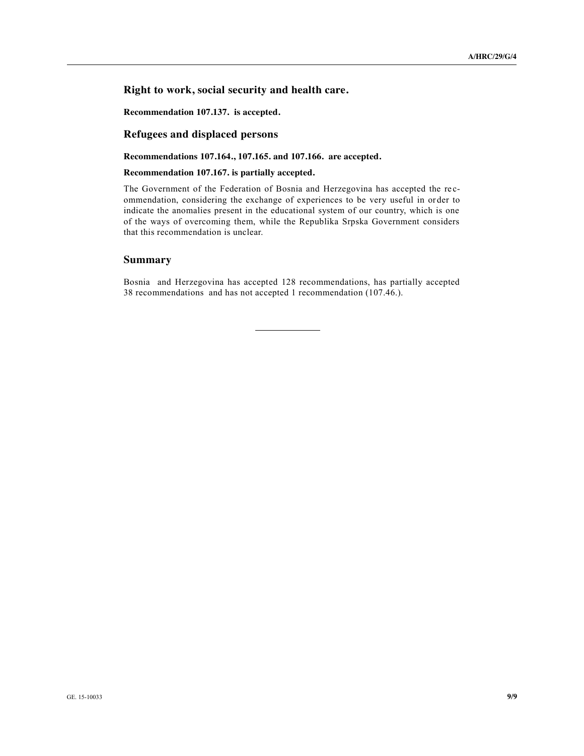## Right to work, social security and health care.

**Recommendation 107.137. is accepted.**

## Refugees and displaced persons

**Recommendations 107.164., 107.165. and 107.166. are accepted.**

**Recommendation 107.167. is partially accepted.**

The Government of the Federation of Bosnia and Herzegovina has accepted the recommendation, considering the exchange of experiences to be very useful in order to indicate the anomalies present in the educational system of our country, which is one of the ways of overcoming them, while the Republika Srpska Government considers that this recommendation is unclear.

## Summary

Bosnia and Herzegovina has accepted 128 recommendations, has partially accepted 38 recommendations and has not accepted 1 recommendation (107.46.).